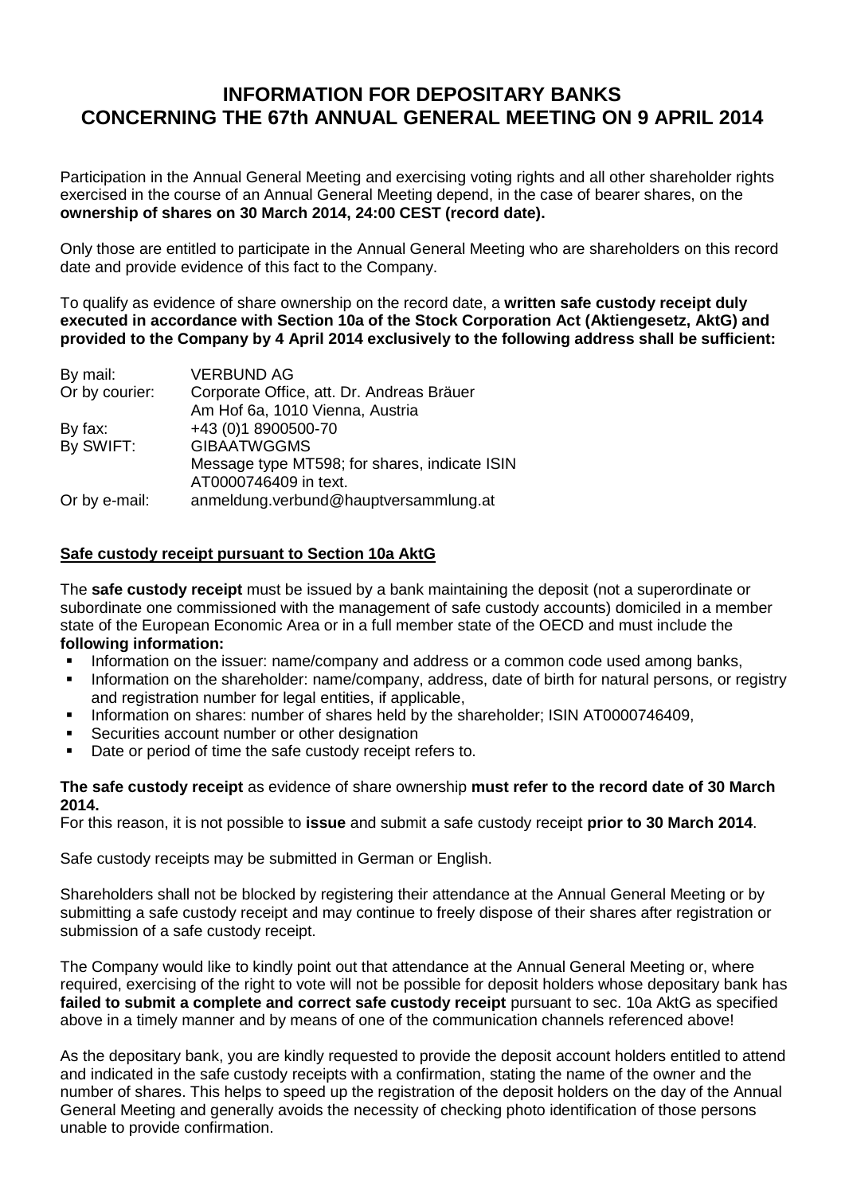# INFORMATION FOR DEPOSITARY BANKS CONCERNING THE 67th ANNUAL GENERAL MEETING ON 9 APRIL 2014

Participation in the Annual General Meeting and exercising voting rights and all other shareholder rights exercised in the course of an Annual General Meeting depend, in the case of bearer shares, on the **ownership of shares on 30 March 2014, 24:00 CEST (record date).**

Only those are entitled to participate in the Annual General Meeting who are shareholders on this record date and provide evidence of this fact to the Company.

To qualify as evidence of share ownership on the record date, a **written safe custody receipt duly executed in accordance with Section 10a of the Stock Corporation Act (Aktiengesetz, AktG) and provided to the Company by 4 April 2014 exclusively to the following address shall be sufficient:**

| | |
|---|---|
| By mail: | VERBUND AG |
| Or by courier: | Corporate Office, att. Dr. Andreas Bräuer |
| | Am Hof 6a, 1010 Vienna, Austria |
| By fax: | +43 (0)1 8900500-70 |
| By SWIFT: | GIBAATWGGMS |
| | Message type MT598; for shares, indicate ISIN AT0000746409 in text. |
| Or by e-mail: | anmeldung.verbund@hauptversammlung.at |

## Safe custody receipt pursuant to Section 10a AktG

The **safe custody receipt** must be issued by a bank maintaining the deposit (not a superordinate or subordinate one commissioned with the management of safe custody accounts) domiciled in a member state of the European Economic Area or in a full member state of the OECD and must include the **following information:**

- Information on the issuer: name/company and address or a common code used among banks,
- Information on the shareholder: name/company, address, date of birth for natural persons, or registry and registration number for legal entities, if applicable,
- Information on shares: number of shares held by the shareholder; ISIN AT0000746409,
- Securities account number or other designation
- Date or period of time the safe custody receipt refers to.

**The safe custody receipt** as evidence of share ownership **must refer to the record date of 30 March 2014.**
For this reason, it is not possible to **issue** and submit a safe custody receipt **prior to 30 March 2014**.

Safe custody receipts may be submitted in German or English.

Shareholders shall not be blocked by registering their attendance at the Annual General Meeting or by submitting a safe custody receipt and may continue to freely dispose of their shares after registration or submission of a safe custody receipt.

The Company would like to kindly point out that attendance at the Annual General Meeting or, where required, exercising of the right to vote will not be possible for deposit holders whose depositary bank has **failed to submit a complete and correct safe custody receipt** pursuant to sec. 10a AktG as specified above in a timely manner and by means of one of the communication channels referenced above!

As the depositary bank, you are kindly requested to provide the deposit account holders entitled to attend and indicated in the safe custody receipts with a confirmation, stating the name of the owner and the number of shares. This helps to speed up the registration of the deposit holders on the day of the Annual General Meeting and generally avoids the necessity of checking photo identification of those persons unable to provide confirmation.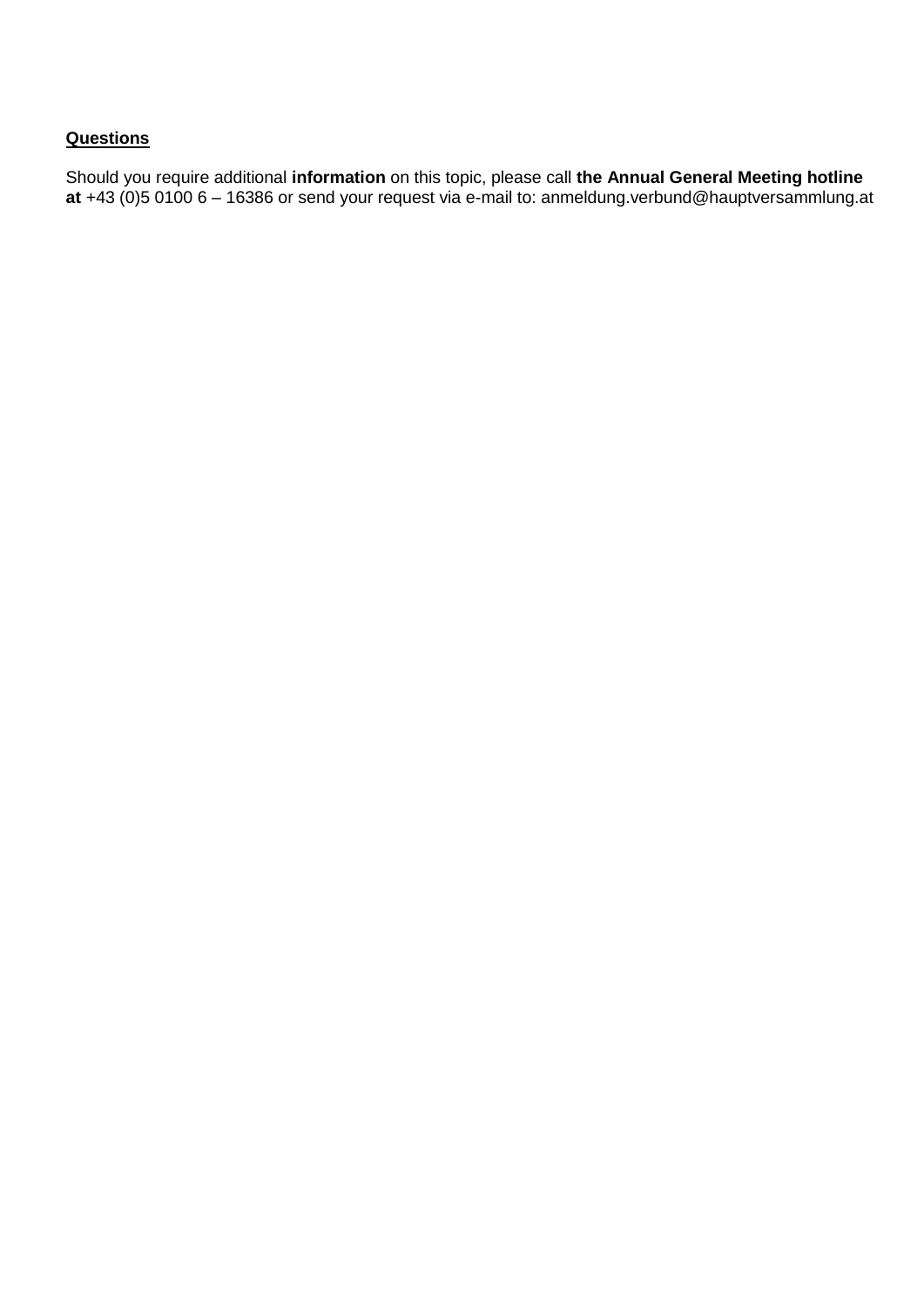**Questions**

Should you require additional **information** on this topic, please call **the Annual General Meeting hotline at** +43 (0)5 0100 6 – 16386 or send your request via e-mail to: anmeldung.verbund@hauptversammlung.at